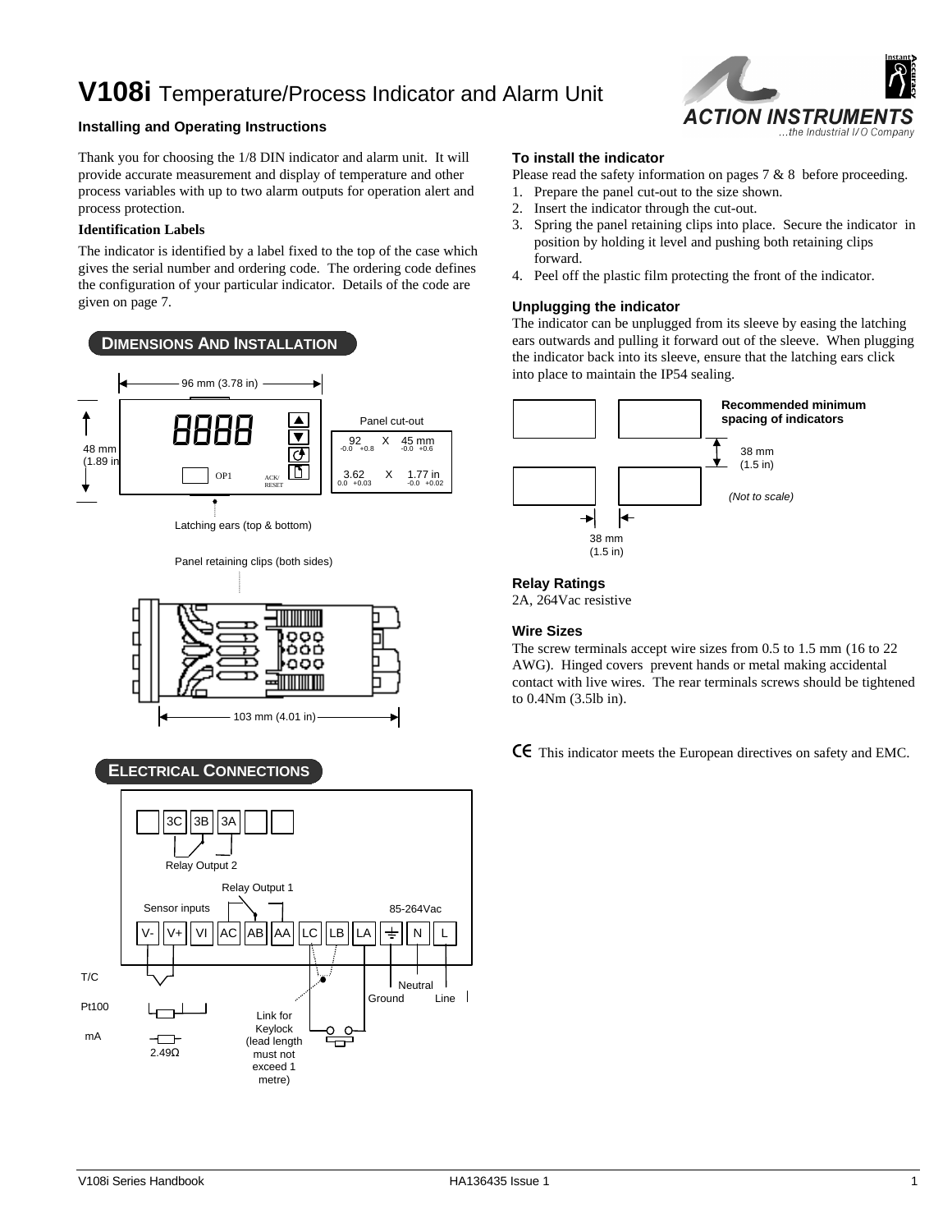# V108i Temperature/Process Indicator and Alarm Unit

**Installing and Operating Instructions**

Thank you for choosing the 1/8 DIN indicator and alarm unit. It will provide accurate measurement and display of temperature and other process variables with up to two alarm outputs for operation alert and process protection.

**Identification Labels**

The indicator is identified by a label fixed to the top of the case which gives the serial number and ordering code. The ordering code defines the configuration of your particular indicator. Details of the code are given on page 7.

## DIMENSIONS AND INSTALLATION

96 mm (3.78 in)

48 mm (1.89 in)

Panel cut-out

92 (-0.0 +0.8) X 45 mm (-0.0 +0.6)

3.62 (0.0 +0.03) X 1.77 in (-0.0 +0.02)

Latching ears (top & bottom)

Panel retaining clips (both sides)

103 mm (4.01 in)

## ELECTRICAL CONNECTIONS

Relay Output 2: 3C, 3B, 3A

Relay Output 1: AC, AB, AA

Sensor inputs: V-, V+, VI

LC, LB, LA

85-264Vac: Ground, N (Neutral), L (Line)

T/C

Pt100

mA — 2.49Ω

Link for Keylock (lead length must not exceed 1 metre)

### To install the indicator

Please read the safety information on pages 7 & 8 before proceeding.

1. Prepare the panel cut-out to the size shown.
2. Insert the indicator through the cut-out.
3. Spring the panel retaining clips into place. Secure the indicator in position by holding it level and pushing both retaining clips forward.
4. Peel off the plastic film protecting the front of the indicator.

### Unplugging the indicator

The indicator can be unplugged from its sleeve by easing the latching ears outwards and pulling it forward out of the sleeve. When plugging the indicator back into its sleeve, ensure that the latching ears click into place to maintain the IP54 sealing.

**Recommended minimum spacing of indicators**

38 mm (1.5 in)

38 mm (1.5 in)

*(Not to scale)*

### Relay Ratings

2A, 264Vac resistive

### Wire Sizes

The screw terminals accept wire sizes from 0.5 to 1.5 mm (16 to 22 AWG). Hinged covers prevent hands or metal making accidental contact with live wires. The rear terminals screws should be tightened to 0.4Nm (3.5lb in).

CE This indicator meets the European directives on safety and EMC.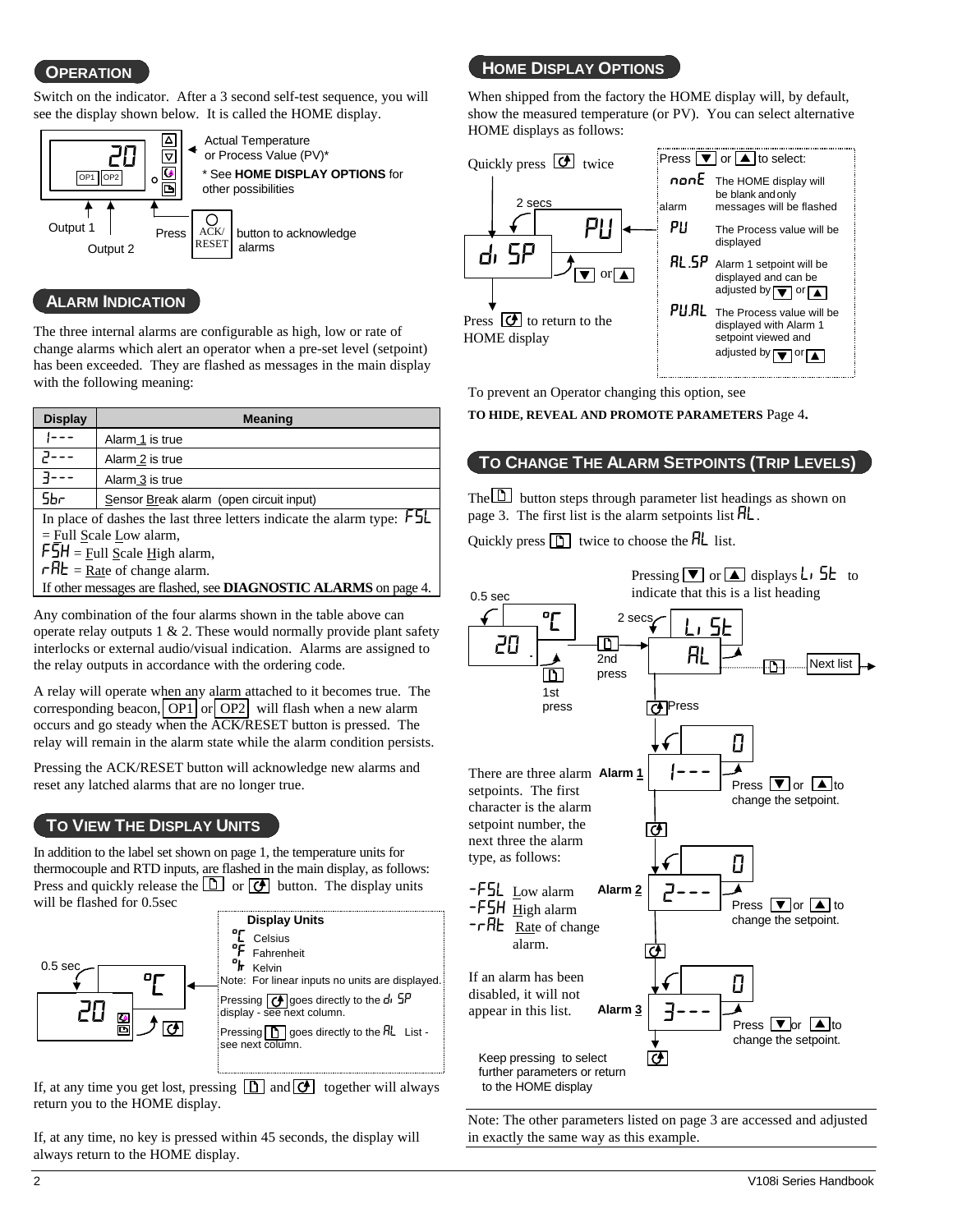## OPERATION

Switch on the indicator. After a 3 second self-test sequence, you will see the display shown below. It is called the HOME display.

Actual Temperature or Process Value (PV)*

* See **HOME DISPLAY OPTIONS** for other possibilities

Output 1 Output 2

Press ACK/RESET button to acknowledge alarms

## ALARM INDICATION

The three internal alarms are configurable as high, low or rate of change alarms which alert an operator when a pre-set level (setpoint) has been exceeded. They are flashed as messages in the main display with the following meaning:

| Display | Meaning |
|---|---|
| 1--- | Alarm 1 is true |
| 2--- | Alarm 2 is true |
| 3--- | Alarm 3 is true |
| Sbr | Sensor Break alarm (open circuit input) |

In place of dashes the last three letters indicate the alarm type: FSL = Full Scale Low alarm, FSH = Full Scale High alarm, rAt = Rate of change alarm.

If other messages are flashed, see **DIAGNOSTIC ALARMS** on page 4.

Any combination of the four alarms shown in the table above can operate relay outputs 1 & 2. These would normally provide plant safety interlocks or external audio/visual indication. Alarms are assigned to the relay outputs in accordance with the ordering code.

A relay will operate when any alarm attached to it becomes true. The corresponding beacon, OP1 or OP2 will flash when a new alarm occurs and go steady when the ACK/RESET button is pressed. The relay will remain in the alarm state while the alarm condition persists.

Pressing the ACK/RESET button will acknowledge new alarms and reset any latched alarms that are no longer true.

## TO VIEW THE DISPLAY UNITS

In addition to the label set shown on page 1, the temperature units for thermocouple and RTD inputs, are flashed in the main display, as follows: Press and quickly release the [page] or [scroll] button. The display units will be flashed for 0.5sec

**Display Units**

- °C Celsius
- °F Fahrenheit
- °k Kelvin

Note: For linear inputs no units are displayed.

Pressing [scroll] goes directly to the di SP display - see next column.

Pressing [page] goes directly to the AL List - see next column.

If, at any time you get lost, pressing [page] and [scroll] together will always return you to the HOME display.

If, at any time, no key is pressed within 45 seconds, the display will always return to the HOME display.

## HOME DISPLAY OPTIONS

When shipped from the factory the HOME display will, by default, show the measured temperature (or PV). You can select alternative HOME displays as follows:

Quickly press [scroll] twice → di SP (2 secs) → PU. Press ▼ or ▲ to select:

- **nonE** The HOME display will be blank and only alarm messages will be flashed
- **PU** The Process value will be displayed
- **AL.SP** Alarm 1 setpoint will be displayed and can be adjusted by ▼ or ▲
- **PU.AL** The Process value will be displayed with Alarm 1 setpoint viewed and adjusted by ▼ or ▲

Press [scroll] to return to the HOME display

To prevent an Operator changing this option, see **TO HIDE, REVEAL AND PROMOTE PARAMETERS** Page 4.

## TO CHANGE THE ALARM SETPOINTS (TRIP LEVELS)

The [page] button steps through parameter list headings as shown on page 3. The first list is the alarm setpoints list AL.

Quickly press [page] twice to choose the AL list.

Pressing ▼ or ▲ displays Li St to indicate that this is a list heading

(0.5 sec: 20 / °C — 1st press; 2nd press: Li St / AL (2 secs) — [page] Next list; [scroll] Press)

There are three alarm setpoints. The first character is the alarm setpoint number, the next three the alarm type, as follows:

- -FSL Low alarm
- -FSH High alarm
- -rAt Rate of change alarm.

If an alarm has been disabled, it will not appear in this list.

- Alarm 1: 1--- / 0 — Press ▼ or ▲ to change the setpoint.
- Alarm 2: 2--- / 0 — Press ▼ or ▲ to change the setpoint.
- Alarm 3: 3--- / 0 — Press ▼ or ▲ to change the setpoint.

Keep pressing to select further parameters or return to the HOME display

Note: The other parameters listed on page 3 are accessed and adjusted in exactly the same way as this example.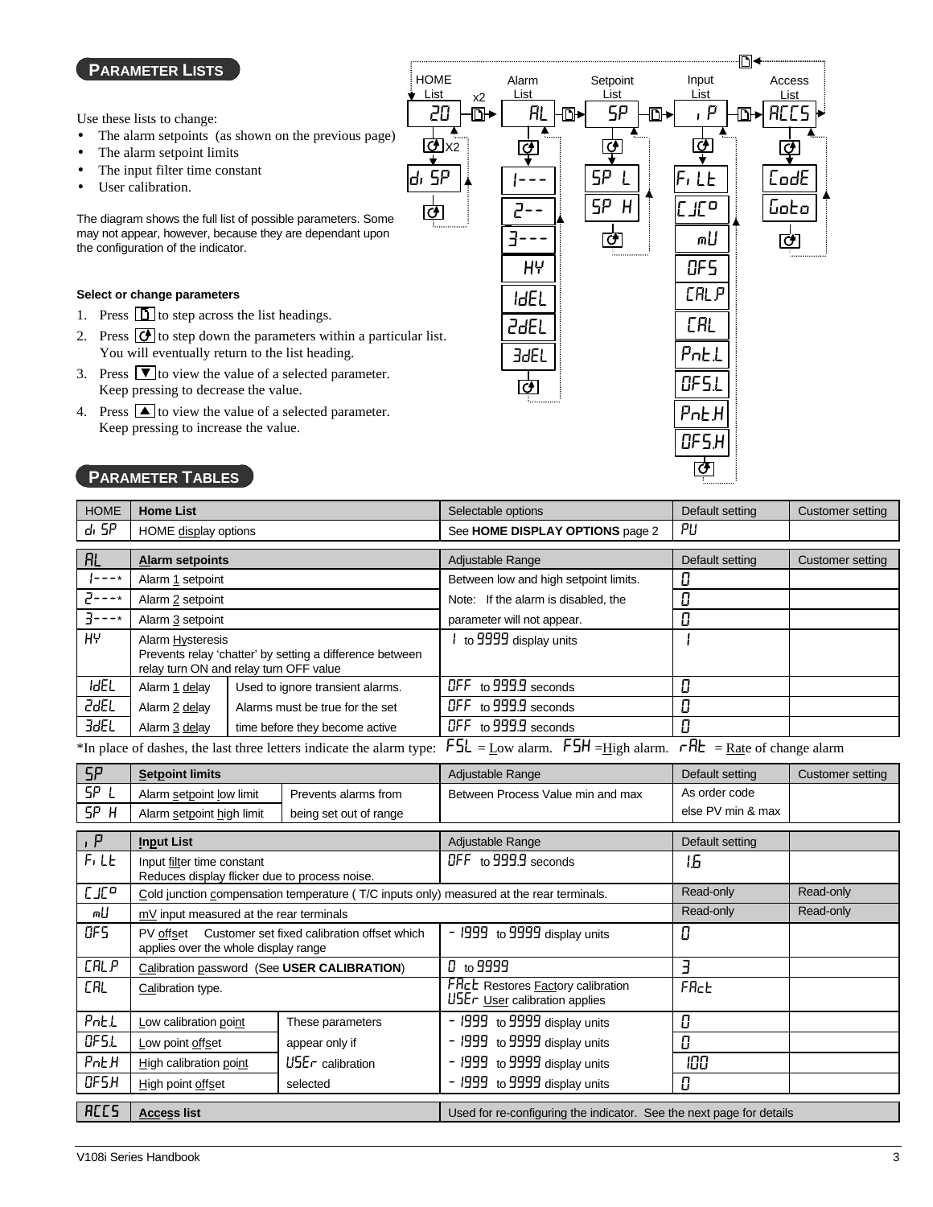## PARAMETER LISTS

Use these lists to change:

- The alarm setpoints (as shown on the previous page)
- The alarm setpoint limits
- The input filter time constant
- User calibration.

The diagram shows the full list of possible parameters. Some may not appear, however, because they are dependant upon the configuration of the indicator.

HOME List: 20 (x2) → di SP
Alarm List: AL → 1--- , 2-- , 3--- , HY , 1dEL , 2dEL , 3dEL
Setpoint List: SP → SP L , SP H
Input List: iP → FiLt , CJC° , mV , OFS , CAL.P , CAL , Pnt.L , OFS.L , Pnt.H , OFS.H
Access List: ACCS → CodE , Goto

**Select or change parameters**

1. Press [page] to step across the list headings.
2. Press [scroll] to step down the parameters within a particular list. You will eventually return to the list heading.
3. Press ▼ to view the value of a selected parameter. Keep pressing to decrease the value.
4. Press ▲ to view the value of a selected parameter. Keep pressing to increase the value.

## PARAMETER TABLES

| HOME | Home List | | Selectable options | Default setting | Customer setting |
|---|---|---|---|---|---|
| di SP | HOME display options | | See **HOME DISPLAY OPTIONS** page 2 | PV | |

| AL | Alarm setpoints | | Adjustable Range | Default setting | Customer setting |
|---|---|---|---|---|---|
| 1---* | Alarm 1 setpoint | | Between low and high setpoint limits. | 0 | |
| 2---* | Alarm 2 setpoint | | Note: If the alarm is disabled, the | 0 | |
| 3---* | Alarm 3 setpoint | | parameter will not appear. | 0 | |
| HY | Alarm Hysteresis<br>Prevents relay 'chatter' by setting a difference between relay turn ON and relay turn OFF value | | 1 to 9999 display units | 1 | |
| 1dEL | Alarm 1 delay | Used to ignore transient alarms. | OFF to 999.9 seconds | 0 | |
| 2dEL | Alarm 2 delay | Alarms must be true for the set | OFF to 999.9 seconds | 0 | |
| 3dEL | Alarm 3 delay | time before they become active | OFF to 999.9 seconds | 0 | |

*In place of dashes, the last three letters indicate the alarm type: FSL = Low alarm. FSH =High alarm. rAt = Rate of change alarm

| SP | Setpoint limits | | Adjustable Range | Default setting | Customer setting |
|---|---|---|---|---|---|
| SP L | Alarm setpoint low limit | Prevents alarms from | Between Process Value min and max | As order code | |
| SP H | Alarm setpoint high limit | being set out of range | | else PV min & max | |

| iP | Input List | | Adjustable Range | Default setting | |
|---|---|---|---|---|---|
| FiLt | Input filter time constant<br>Reduces display flicker due to process noise. | | OFF to 999.9 seconds | 1.6 | |
| CJC° | Cold junction compensation temperature ( T/C inputs only) measured at the rear terminals. | | | Read-only | Read-only |
| mV | mV input measured at the rear terminals | | | Read-only | Read-only |
| OFS | PV offset Customer set fixed calibration offset which applies over the whole display range | | - 1999 to 9999 display units | 0 | |
| CAL.P | Calibration password (See **USER CALIBRATION**) | | 0 to 9999 | 3 | |
| CAL | Calibration type. | | FAct Restores Factory calibration<br>USEr User calibration applies | FAct | |
| Pnt.L | Low calibration point | These parameters | - 1999 to 9999 display units | 0 | |
| OFS.L | Low point offset | appear only if | - 1999 to 9999 display units | 0 | |
| Pnt.H | High calibration point | USEr calibration | - 1999 to 9999 display units | 100 | |
| OFS.H | High point offset | selected | - 1999 to 9999 display units | 0 | |

| ACCS | Access list | Used for re-configuring the indicator. See the next page for details |
|---|---|---|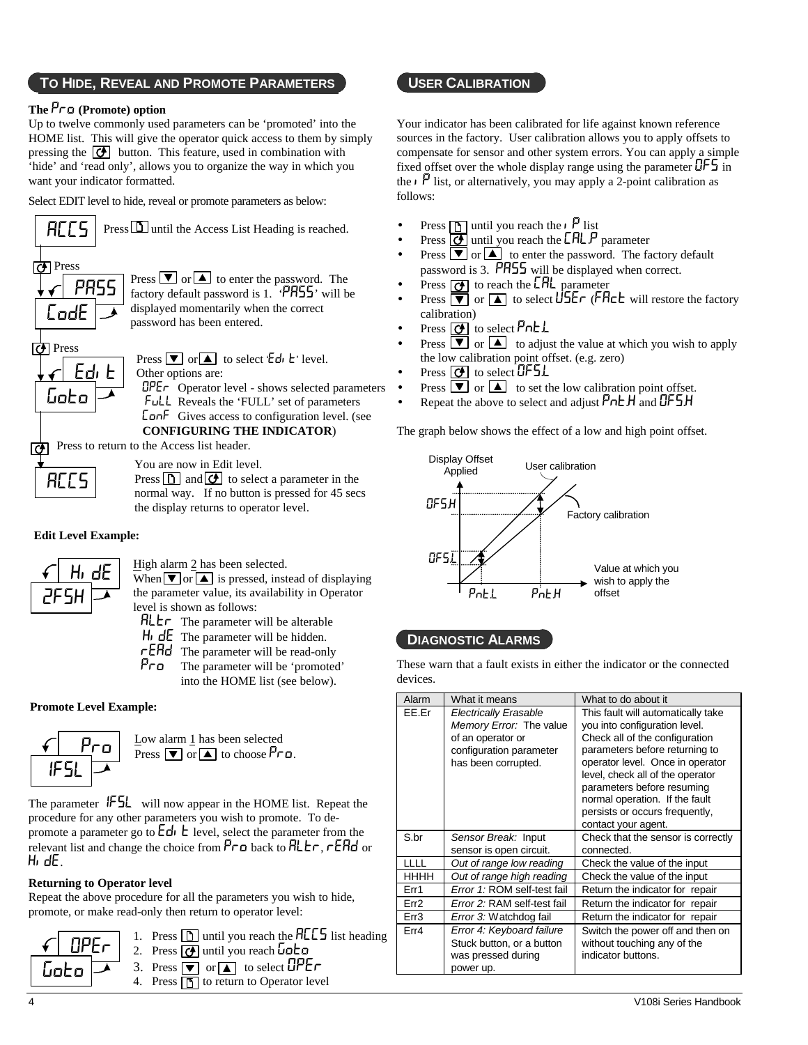## TO HIDE, REVEAL AND PROMOTE PARAMETERS

**The Pro (Promote) option**

Up to twelve commonly used parameters can be 'promoted' into the HOME list. This will give the operator quick access to them by simply pressing the ⟳ button. This feature, used in combination with 'hide' and 'read only', allows you to organize the way in which you want your indicator formatted.

Select EDIT level to hide, reveal or promote parameters as below:

ACCS — Press ▯ until the Access List Heading is reached.

Press ⟳

PASS / CodE — Press ▼ or ▲ to enter the password. The factory default password is 1. 'PASS' will be displayed momentarily when the correct password has been entered.

Press ⟳

Edit / Goto — Press ▼ or ▲ to select 'Edit' level.
Other options are:

- OPEr Operator level - shows selected parameters
- FuLL Reveals the 'FULL' set of parameters
- ConF Gives access to configuration level. (see **CONFIGURING THE INDICATOR**)

⟳ Press to return to the Access list header.

ACCS — You are now in Edit level.
Press ▯ and ⟳ to select a parameter in the normal way. If no button is pressed for 45 secs the display returns to operator level.

**Edit Level Example:**

HidE / 2FSH — High alarm 2 has been selected.
When ▼ or ▲ is pressed, instead of displaying the parameter value, its availability in Operator level is shown as follows:

- ALtr The parameter will be alterable
- HidE The parameter will be hidden.
- rEAd The parameter will be read-only
- Pro The parameter will be 'promoted' into the HOME list (see below).

**Promote Level Example:**

Pro / 1FSL — Low alarm 1 has been selected
Press ▼ or ▲ to choose Pro.

The parameter 1FSL will now appear in the HOME list. Repeat the procedure for any other parameters you wish to promote. To de-promote a parameter go to Edit level, select the parameter from the relevant list and change the choice from Pro back to ALtr, rEAd or HidE.

**Returning to Operator level**

Repeat the above procedure for all the parameters you wish to hide, promote, or make read-only then return to operator level:

OPEr / Goto

1. Press ▯ until you reach the ACCS list heading
2. Press ⟳ until you reach Goto
3. Press ▼ or ▲ to select OPEr
4. Press ▯ to return to Operator level

## USER CALIBRATION

Your indicator has been calibrated for life against known reference sources in the factory. User calibration allows you to apply offsets to compensate for sensor and other system errors. You can apply a simple fixed offset over the whole display range using the parameter OFS in the iP list, or alternatively, you may apply a 2-point calibration as follows:

- Press ▯ until you reach the iP list
- Press ⟳ until you reach the CAL.P parameter
- Press ▼ or ▲ to enter the password. The factory default password is 3. PASS will be displayed when correct.
- Press ⟳ to reach the CAL parameter
- Press ▼ or ▲ to select USEr (FAct will restore the factory calibration)
- Press ⟳ to select Pnt.L
- Press ▼ or ▲ to adjust the value at which you wish to apply the low calibration point offset. (e.g. zero)
- Press ⟳ to select OFS.L
- Press ▼ or ▲ to set the low calibration point offset.
- Repeat the above to select and adjust Pnt.H and OFS.H

The graph below shows the effect of a low and high point offset.

(Graph: Display Offset Applied (OFS.H, OFS.L) vs. Value at which you wish to apply the offset (Pnt.L, Pnt.H); lines labelled User calibration and Factory calibration)

## DIAGNOSTIC ALARMS

These warn that a fault exists in either the indicator or the connected devices.

| Alarm | What it means | What to do about it |
|---|---|---|
| EE.Er | *Electrically Erasable Memory Error:* The value of an operator or configuration parameter has been corrupted. | This fault will automatically take you into configuration level. Check all of the configuration parameters before returning to operator level. Once in operator level, check all of the operator parameters before resuming normal operation. If the fault persists or occurs frequently, contact your agent. |
| S.br | *Sensor Break:* Input sensor is open circuit. | Check that the sensor is correctly connected. |
| LLLL | *Out of range low reading* | Check the value of the input |
| HHHH | *Out of range high reading* | Check the value of the input |
| Err1 | *Error 1:* ROM self-test fail | Return the indicator for repair |
| Err2 | *Error 2:* RAM self-test fail | Return the indicator for repair |
| Err3 | *Error 3:* Watchdog fail | Return the indicator for repair |
| Err4 | *Error 4: Keyboard failure* Stuck button, or a button was pressed during power up. | Switch the power off and then on without touching any of the indicator buttons. |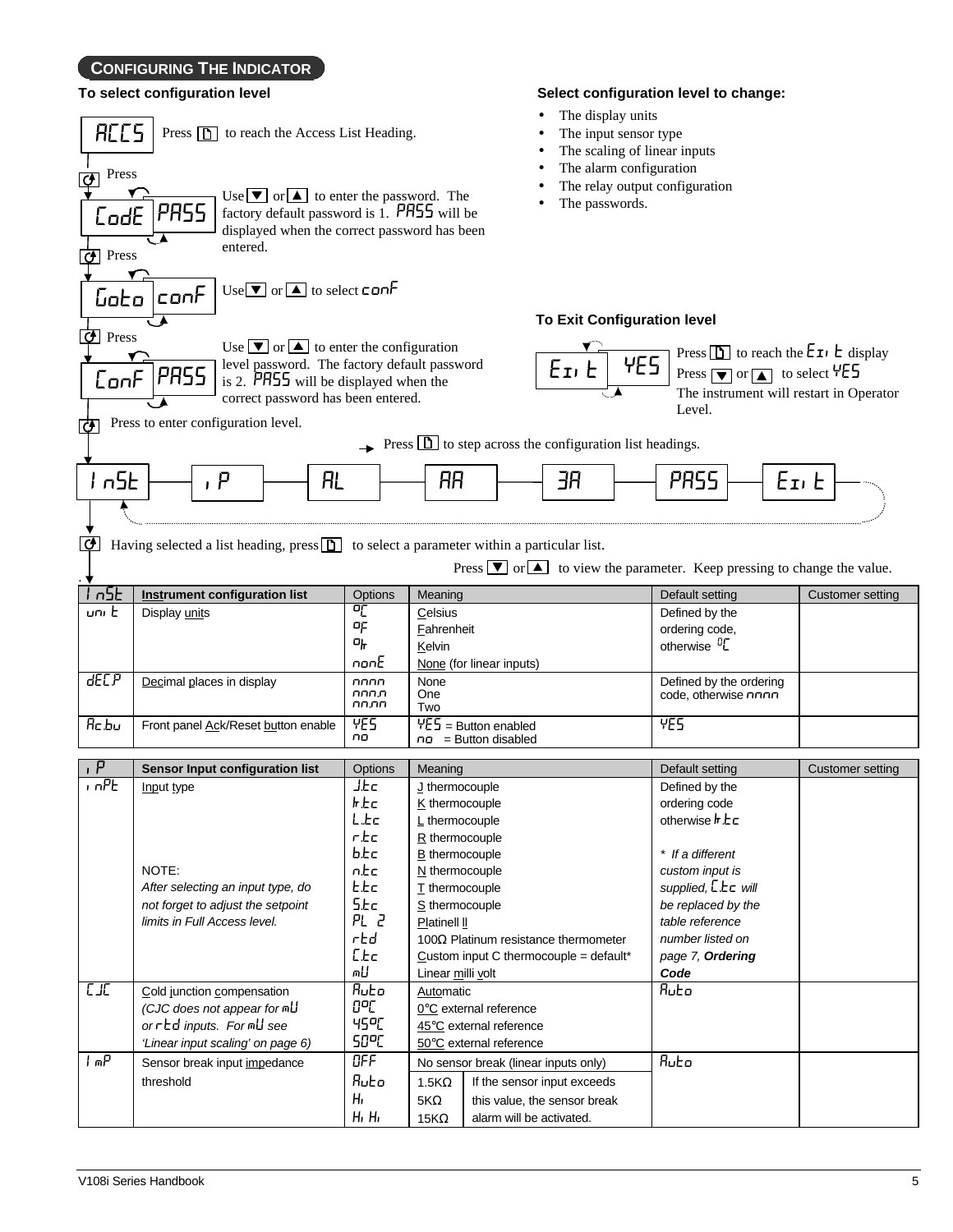## CONFIGURING THE INDICATOR

### To select configuration level

**ACCS** — Press [page button] to reach the Access List Heading.

Press [scroll button]

**CodE | PASS** — Use ▼ or ▲ to enter the password. The factory default password is 1. PASS will be displayed when the correct password has been entered.

Press [scroll button]

**Goto | conF** — Use ▼ or ▲ to select conF

Press [scroll button]

**ConF | PASS** — Use ▼ or ▲ to enter the configuration level password. The factory default password is 2. PASS will be displayed when the correct password has been entered.

Press to enter configuration level.

### Select configuration level to change:

- The display units
- The input sensor type
- The scaling of linear inputs
- The alarm configuration
- The relay output configuration
- The passwords.

### To Exit Configuration level

**Exit | YES** — Press [page button] to reach the Exit display. Press ▼ or ▲ to select YES. The instrument will restart in Operator Level.

Press [page button] to step across the configuration list headings.

InSt — iP — AL — AA — 3A — PASS — Exit

Having selected a list heading, press [page button] to select a parameter within a particular list.

Press ▼ or ▲ to view the parameter. Keep pressing to change the value.

| InSt | Instrument configuration list | Options | Meaning | Default setting | Customer setting |
|---|---|---|---|---|---|
| unit | Display units | °C<br>°F<br>°k<br>nonE | Celsius<br>Fahrenheit<br>Kelvin<br>None (for linear inputs) | Defined by the ordering code, otherwise °C | |
| dEC.P | Decimal places in display | nnnn<br>nnn.n<br>nn.nn | None<br>One<br>Two | Defined by the ordering code, otherwise nnnn | |
| Ac.bu | Front panel Ack/Reset button enable | YES<br>no | YES = Button enabled<br>no = Button disabled | YES | |

| iP | Sensor Input configuration list | Options | Meaning | Default setting | Customer setting |
|---|---|---|---|---|---|
| inPt | Input type<br><br>NOTE:<br>*After selecting an input type, do not forget to adjust the setpoint limits in Full Access level.* | J.tc<br>k.tc<br>L.tc<br>r.tc<br>b.tc<br>n.tc<br>t.tc<br>S.tc<br>PL 2<br>rtd<br>C.tc<br>mV | J thermocouple<br>K thermocouple<br>L thermocouple<br>R thermocouple<br>B thermocouple<br>N thermocouple<br>T thermocouple<br>S thermocouple<br>Platinell II<br>100Ω Platinum resistance thermometer<br>Custom input C thermocouple = default*<br>Linear milli volt | Defined by the ordering code otherwise k.tc<br><br>*\* If a different custom input is supplied, C.tc will be replaced by the table reference number listed on page 7,* ***Ordering Code*** | |
| CJC | Cold junction compensation<br>*(CJC does not appear for mV or rtd inputs. For mV see 'Linear input scaling' on page 6)* | Auto<br>0°C<br>45°C<br>50°C | Automatic<br>0°C external reference<br>45°C external reference<br>50°C external reference | Auto | |
| imP | Sensor break input impedance threshold | OFF<br>Auto<br>Hi<br>Hi Hi | No sensor break (linear inputs only)<br>1.5KΩ — If the sensor input exceeds<br>5KΩ — this value, the sensor break<br>15KΩ — alarm will be activated. | Auto | |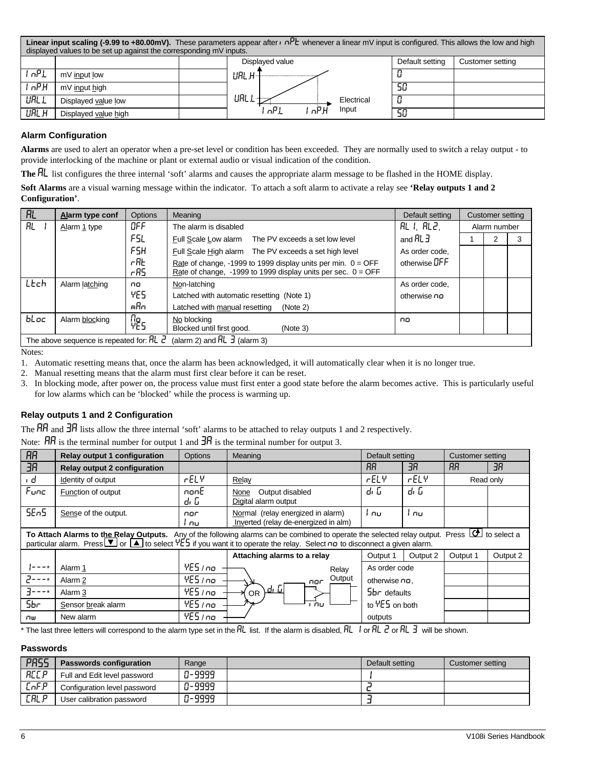| **Linear input scaling (-9.99 to +80.00mV).** These parameters appear after inPt whenever a linear mV input is configured. This allows the low and high displayed values to be set up against the corresponding mV inputs. | | | | | |
|---|---|---|---|---|---|
| | | | Displayed value | Default setting | Customer setting |
| InPL | mV input low | | VAL.H | 0 | |
| InPH | mV input high | | | 50 | |
| VALL | Displayed value low | | VAL.L — Electrical Input | 0 | |
| VALH | Displayed value high | | InP.L InP.H | 50 | |

## Alarm Configuration

**Alarms** are used to alert an operator when a pre-set level or condition has been exceeded. They are normally used to switch a relay output - to provide interlocking of the machine or plant or external audio or visual indication of the condition.

**The AL** list configures the three internal 'soft' alarms and causes the appropriate alarm message to be flashed in the HOME display.

**Soft Alarms** are a visual warning message within the indicator. To attach a soft alarm to activate a relay see **'Relay outputs 1 and 2 Configuration'**.

| AL | Alarm type conf | Options | Meaning | Default setting | Customer setting | | |
|---|---|---|---|---|---|---|---|
| AL 1 | Alarm 1 type | OFF | The alarm is disabled | AL 1, AL2, | Alarm number | | |
| | | FSL | Full Scale Low alarm The PV exceeds a set low level | and AL3 | 1 | 2 | 3 |
| | | FSH | Full Scale High alarm The PV exceeds a set high level | As order code, | | | |
| | | rAt<br>rAS | Rate of change, -1999 to 1999 display units per min. 0 = OFF<br>Rate of change, -1999 to 1999 display units per sec. 0 = OFF | otherwise OFF | | | |
| Ltch | Alarm latching | no | Non-latching | As order code, | | | |
| | | YES | Latched with automatic resetting (Note 1) | otherwise no | | | |
| | | mAn | Latched with manual resetting (Note 2) | | | | |
| bLoc | Alarm blocking | no<br>YES | No blocking<br>Blocked until first good. (Note 3) | no | | | |
| The above sequence is repeated for: AL 2 (alarm 2) and AL 3 (alarm 3) | | | | | | | |

Notes:

1. Automatic resetting means that, once the alarm has been acknowledged, it will automatically clear when it is no longer true.
2. Manual resetting means that the alarm must first clear before it can be reset.
3. In blocking mode, after power on, the process value must first enter a good state before the alarm becomes active. This is particularly useful for low alarms which can be 'blocked' while the process is warming up.

## Relay outputs 1 and 2 Configuration

The AA and 3A lists allow the three internal 'soft' alarms to be attached to relay outputs 1 and 2 respectively.

Note: AA is the terminal number for output 1 and 3A is the terminal number for output 3.

| AA | Relay output 1 configuration | Options | Meaning | Default setting | | Customer setting | |
|---|---|---|---|---|---|---|---|
| 3A | Relay output 2 configuration | | | AA | 3A | AA | 3A |
| id | Identity of output | rELY | Relay | rELY | rELY | Read only | |
| Func | Function of output | nonE<br>diG | None Output disabled<br>Digital alarm output | diG | diG | | |
| SEnS | Sense of the output. | nor<br>Inu | Normal (relay energized in alarm)<br>Inverted (relay de-energized in alm) | Inu | Inu | | |
| **To Attach Alarms to the Relay Outputs.** Any of the following alarms can be combined to operate the selected relay output. Press ⟳ to select a particular alarm. Press ▼ or ▲ to select YES if you want it to operate the relay. Select no to disconnect a given alarm. | | | | | | | |
| | | | **Attaching alarms to a relay** | Output 1 | Output 2 | Output 1 | Output 2 |
| 1---* | Alarm 1 | YES / no | Relay Output | As order code | | | |
| 2---* | Alarm 2 | YES / no | | otherwise no, | | | |
| 3---* | Alarm 3 | YES / no | OR — diG — nor / Inu | Sbr defaults | | | |
| Sbr | Sensor break alarm | YES / no | | to YES on both | | | |
| nw | New alarm | YES / no | | outputs | | | |

\* The last three letters will correspond to the alarm type set in the AL list. If the alarm is disabled, AL 1 or AL 2 or AL 3 will be shown.

## Passwords

| PASS | Passwords configuration | Range | | Default setting | Customer setting |
|---|---|---|---|---|---|
| ACC.P | Full and Edit level password | 0-9999 | | 1 | |
| CnF.P | Configuration level password | 0-9999 | | 2 | |
| CAL.P | User calibration password | 0-9999 | | 3 | |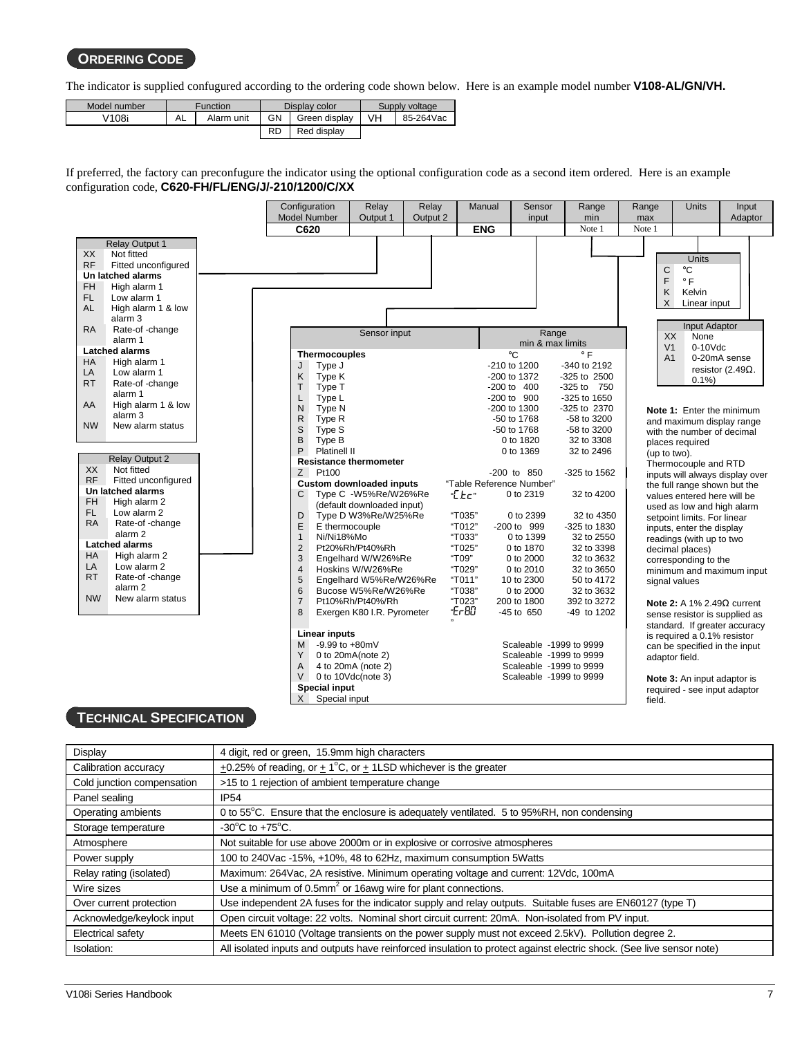## ORDERING CODE

The indicator is supplied confugured according to the ordering code shown below. Here is an example model number **V108-AL/GN/VH.**

| Model number | Function | | Display color | | Supply voltage | |
|---|---|---|---|---|---|---|
| V108i | AL | Alarm unit | GN | Green display | VH | 85-264Vac |
| | | | RD | Red display | | |

If preferred, the factory can preconfugure the indicator using the optional configuration code as a second item ordered. Here is an example configuration code, **C620-FH/FL/ENG/J/-210/1200/C/XX**

| Configuration Model Number | Relay Output 1 | Relay Output 2 | Manual | Sensor input | Range min | Range max | Units | Input Adaptor |
|---|---|---|---|---|---|---|---|---|
| **C620** | | | **ENG** | | Note 1 | Note 1 | | |

**Relay Output 1**

| Code | Description |
|---|---|
| XX | Not fitted |
| RF | Fitted unconfigured |
| **Un latched alarms** | |
| FH | High alarm 1 |
| FL | Low alarm 1 |
| AL | High alarm 1 & low alarm 3 |
| RA | Rate-of -change alarm 1 |
| **Latched alarms** | |
| HA | High alarm 1 |
| LA | Low alarm 1 |
| RT | Rate-of -change alarm 1 |
| AA | High alarm 1 & low alarm 3 |
| NW | New alarm status |

**Relay Output 2**

| Code | Description |
|---|---|
| XX | Not fitted |
| RF | Fitted unconfigured |
| **Un latched alarms** | |
| FH | High alarm 2 |
| FL | Low alarm 2 |
| RA | Rate-of -change alarm 2 |
| **Latched alarms** | |
| HA | High alarm 2 |
| LA | Low alarm 2 |
| RT | Rate-of -change alarm 2 |
| NW | New alarm status |

**Sensor input / Range min & max limits**

| Code | Sensor input | Table Reference Number | °C | °F |
|---|---|---|---|---|
| **Thermocouples** | | | | |
| J | Type J | | -210 to 1200 | -340 to 2192 |
| K | Type K | | -200 to 1372 | -325 to 2500 |
| T | Type T | | -200 to 400 | -325 to 750 |
| L | Type L | | -200 to 900 | -325 to 1650 |
| N | Type N | | -200 to 1300 | -325 to 2370 |
| R | Type R | | -50 to 1768 | -58 to 3200 |
| S | Type S | | -50 to 1768 | -58 to 3200 |
| B | Type B | | 0 to 1820 | 32 to 3308 |
| P | Platinell II | | 0 to 1369 | 32 to 2496 |
| **Resistance thermometer** | | | | |
| Z | Pt100 | | -200 to 850 | -325 to 1562 |
| **Custom downloaded inputs** | | "Table Reference Number" | | |
| C | Type C -W5%Re/W26%Re (default downloaded input) | "C.tc" | 0 to 2319 | 32 to 4200 |
| D | Type D W3%Re/W25%Re | "T035" | 0 to 2399 | 32 to 4350 |
| E | E thermocouple | "T012" | -200 to 999 | -325 to 1830 |
| 1 | Ni/Ni18%Mo | "T033" | 0 to 1399 | 32 to 2550 |
| 2 | Pt20%Rh/Pt40%Rh | "T025" | 0 to 1870 | 32 to 3398 |
| 3 | Engelhard W/W26%Re | "T09" | 0 to 2000 | 32 to 3632 |
| 4 | Hoskins W/W26%Re | "T029" | 0 to 2010 | 32 to 3650 |
| 5 | Engelhard W5%Re/W26%Re | "T011" | 10 to 2300 | 50 to 4172 |
| 6 | Bucose W5%Re/W26%Re | "T038" | 0 to 2000 | 32 to 3632 |
| 7 | Pt10%Rh/Pt40%/Rh | "T023" | 200 to 1800 | 392 to 3272 |
| 8 | Exergen K80 I.R. Pyrometer | "Er80" | -45 to 650 | -49 to 1202 |
| **Linear inputs** | | | | |
| M | -9.99 to +80mV | | Scaleable -1999 to 9999 | |
| Y | 0 to 20mA(note 2) | | Scaleable -1999 to 9999 | |
| A | 4 to 20mA (note 2) | | Scaleable -1999 to 9999 | |
| V | 0 to 10Vdc(note 3) | | Scaleable -1999 to 9999 | |
| **Special input** | | | | |
| X | Special input | | | |

**Units**

| Code | Description |
|---|---|
| C | °C |
| F | °F |
| K | Kelvin |
| X | Linear input |

**Input Adaptor**

| Code | Description |
|---|---|
| XX | None |
| V1 | 0-10Vdc |
| A1 | 0-20mA sense resistor (2.49Ω. 0.1%) |

**Note 1:** Enter the minimum and maximum display range with the number of decimal places required (up to two). Thermocouple and RTD inputs will always display over the full range shown but the values entered here will be used as low and high alarm setpoint limits. For linear inputs, enter the display readings (with up to two decimal places) corresponding to the minimum and maximum input signal values

**Note 2:** A 1% 2.49Ω current sense resistor is supplied as standard. If greater accuracy is required a 0.1% resistor can be specified in the input adaptor field.

**Note 3:** An input adaptor is required - see input adaptor field.

## TECHNICAL SPECIFICATION

| | |
|---|---|
| Display | 4 digit, red or green, 15.9mm high characters |
| Calibration accuracy | ±0.25% of reading, or ± 1°C, or ± 1LSD whichever is the greater |
| Cold junction compensation | >15 to 1 rejection of ambient temperature change |
| Panel sealing | IP54 |
| Operating ambients | 0 to 55°C. Ensure that the enclosure is adequately ventilated. 5 to 95%RH, non condensing |
| Storage temperature | -30°C to +75°C. |
| Atmosphere | Not suitable for use above 2000m or in explosive or corrosive atmospheres |
| Power supply | 100 to 240Vac -15%, +10%, 48 to 62Hz, maximum consumption 5Watts |
| Relay rating (isolated) | Maximum: 264Vac, 2A resistive. Minimum operating voltage and current: 12Vdc, 100mA |
| Wire sizes | Use a minimum of 0.5mm² or 16awg wire for plant connections. |
| Over current protection | Use independent 2A fuses for the indicator supply and relay outputs. Suitable fuses are EN60127 (type T) |
| Acknowledge/keylock input | Open circuit voltage: 22 volts. Nominal short circuit current: 20mA. Non-isolated from PV input. |
| Electrical safety | Meets EN 61010 (Voltage transients on the power supply must not exceed 2.5kV). Pollution degree 2. |
| Isolation: | All isolated inputs and outputs have reinforced insulation to protect against electric shock. (See live sensor note) |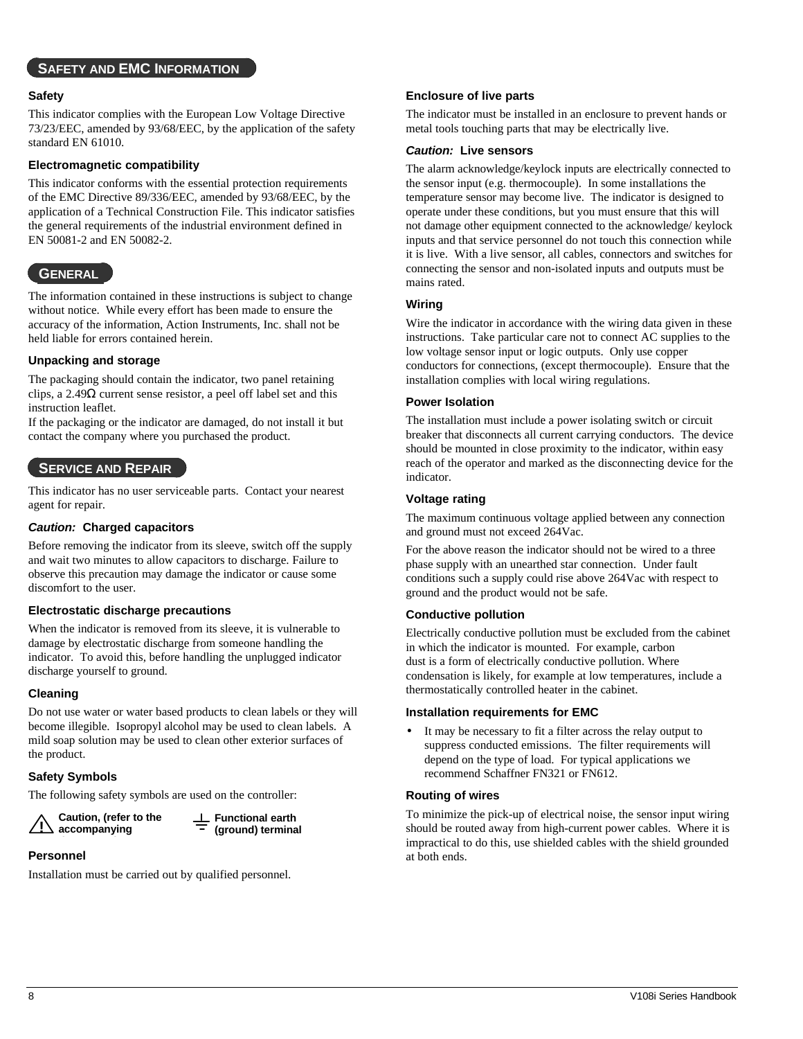## SAFETY AND EMC INFORMATION

### Safety

This indicator complies with the European Low Voltage Directive 73/23/EEC, amended by 93/68/EEC, by the application of the safety standard EN 61010.

### Electromagnetic compatibility

This indicator conforms with the essential protection requirements of the EMC Directive 89/336/EEC, amended by 93/68/EEC, by the application of a Technical Construction File. This indicator satisfies the general requirements of the industrial environment defined in EN 50081-2 and EN 50082-2.

## GENERAL

The information contained in these instructions is subject to change without notice. While every effort has been made to ensure the accuracy of the information, Action Instruments, Inc. shall not be held liable for errors contained herein.

### Unpacking and storage

The packaging should contain the indicator, two panel retaining clips, a 2.49Ω current sense resistor, a peel off label set and this instruction leaflet.
If the packaging or the indicator are damaged, do not install it but contact the company where you purchased the product.

## SERVICE AND REPAIR

This indicator has no user serviceable parts. Contact your nearest agent for repair.

### *Caution:* Charged capacitors

Before removing the indicator from its sleeve, switch off the supply and wait two minutes to allow capacitors to discharge. Failure to observe this precaution may damage the indicator or cause some discomfort to the user.

### Electrostatic discharge precautions

When the indicator is removed from its sleeve, it is vulnerable to damage by electrostatic discharge from someone handling the indicator. To avoid this, before handling the unplugged indicator discharge yourself to ground.

### Cleaning

Do not use water or water based products to clean labels or they will become illegible. Isopropyl alcohol may be used to clean labels. A mild soap solution may be used to clean other exterior surfaces of the product.

### Safety Symbols

The following safety symbols are used on the controller:

⚠ **Caution, (refer to the accompanying** 

⏚ **Functional earth (ground) terminal**

### Personnel

Installation must be carried out by qualified personnel.

### Enclosure of live parts

The indicator must be installed in an enclosure to prevent hands or metal tools touching parts that may be electrically live.

### *Caution:* Live sensors

The alarm acknowledge/keylock inputs are electrically connected to the sensor input (e.g. thermocouple). In some installations the temperature sensor may become live. The indicator is designed to operate under these conditions, but you must ensure that this will not damage other equipment connected to the acknowledge/ keylock inputs and that service personnel do not touch this connection while it is live. With a live sensor, all cables, connectors and switches for connecting the sensor and non-isolated inputs and outputs must be mains rated.

### Wiring

Wire the indicator in accordance with the wiring data given in these instructions. Take particular care not to connect AC supplies to the low voltage sensor input or logic outputs. Only use copper conductors for connections, (except thermocouple). Ensure that the installation complies with local wiring regulations.

### Power Isolation

The installation must include a power isolating switch or circuit breaker that disconnects all current carrying conductors. The device should be mounted in close proximity to the indicator, within easy reach of the operator and marked as the disconnecting device for the indicator.

### Voltage rating

The maximum continuous voltage applied between any connection and ground must not exceed 264Vac.

For the above reason the indicator should not be wired to a three phase supply with an unearthed star connection. Under fault conditions such a supply could rise above 264Vac with respect to ground and the product would not be safe.

### Conductive pollution

Electrically conductive pollution must be excluded from the cabinet in which the indicator is mounted. For example, carbon dust is a form of electrically conductive pollution. Where condensation is likely, for example at low temperatures, include a thermostatically controlled heater in the cabinet.

### Installation requirements for EMC

- It may be necessary to fit a filter across the relay output to suppress conducted emissions. The filter requirements will depend on the type of load. For typical applications we recommend Schaffner FN321 or FN612.

### Routing of wires

To minimize the pick-up of electrical noise, the sensor input wiring should be routed away from high-current power cables. Where it is impractical to do this, use shielded cables with the shield grounded at both ends.